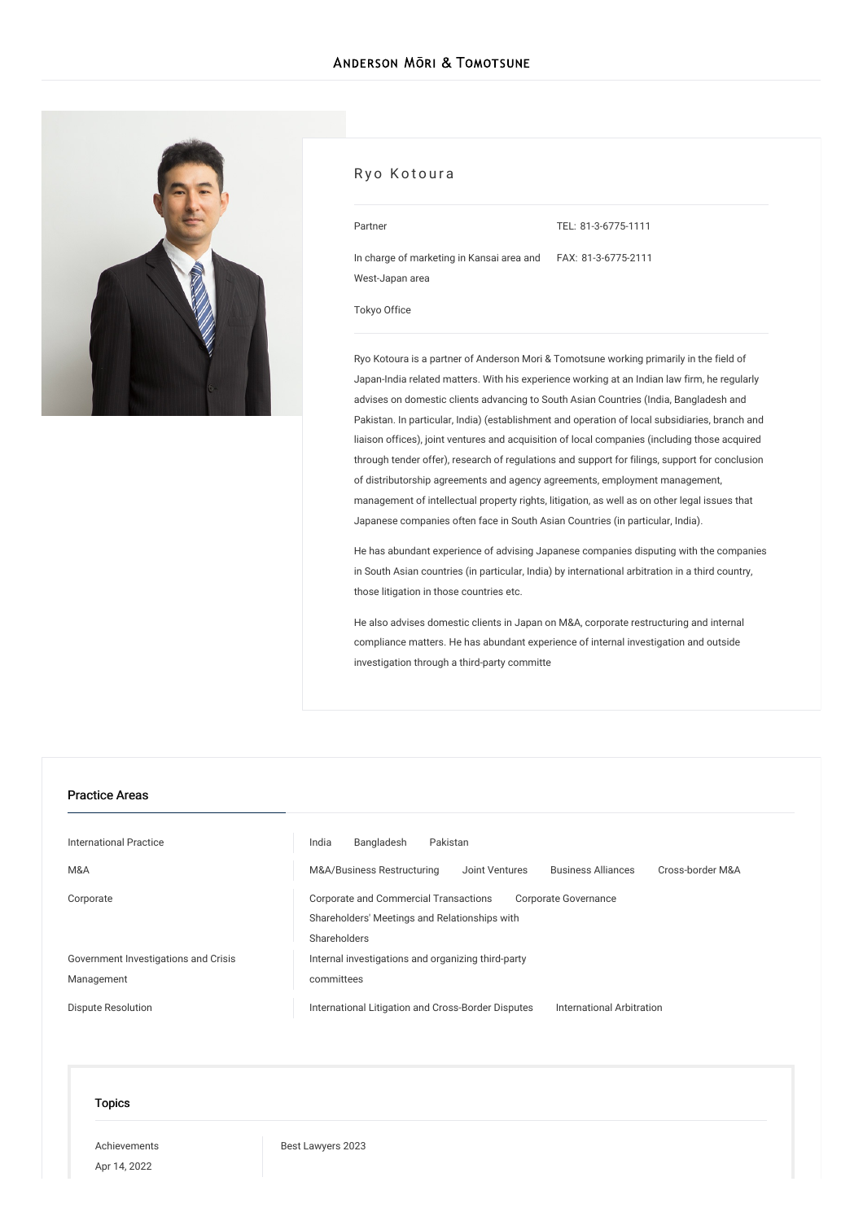# Ryo Kotoura

| | |
|---|---|
| Partner | TEL: 81-3-6775-1111 |
| In charge of marketing in Kansai area and West-Japan area | FAX: 81-3-6775-2111 |
| Tokyo Office | |

Ryo Kotoura is a partner of Anderson Mori & Tomotsune working primarily in the field of Japan-India related matters. With his experience working at an Indian law firm, he regularly advises on domestic clients advancing to South Asian Countries (India, Bangladesh and Pakistan. In particular, India) (establishment and operation of local subsidiaries, branch and liaison offices), joint ventures and acquisition of local companies (including those acquired through tender offer), research of regulations and support for filings, support for conclusion of distributorship agreements and agency agreements, employment management, management of intellectual property rights, litigation, as well as on other legal issues that Japanese companies often face in South Asian Countries (in particular, India).

He has abundant experience of advising Japanese companies disputing with the companies in South Asian countries (in particular, India) by international arbitration in a third country, those litigation in those countries etc.

He also advises domestic clients in Japan on M&A, corporate restructuring and internal compliance matters. He has abundant experience of internal investigation and outside investigation through a third-party committe

## Practice Areas

| | |
|---|---|
| International Practice | India, Bangladesh, Pakistan |
| M&A | M&A/Business Restructuring, Joint Ventures, Business Alliances, Cross-border M&A |
| Corporate | Corporate and Commercial Transactions, Corporate Governance, Shareholders' Meetings and Relationships with Shareholders |
| Government Investigations and Crisis Management | Internal investigations and organizing third-party committees |
| Dispute Resolution | International Litigation and Cross-Border Disputes, International Arbitration |

## Topics

| | |
|---|---|
| Achievements<br>Apr 14, 2022 | Best Lawyers 2023 |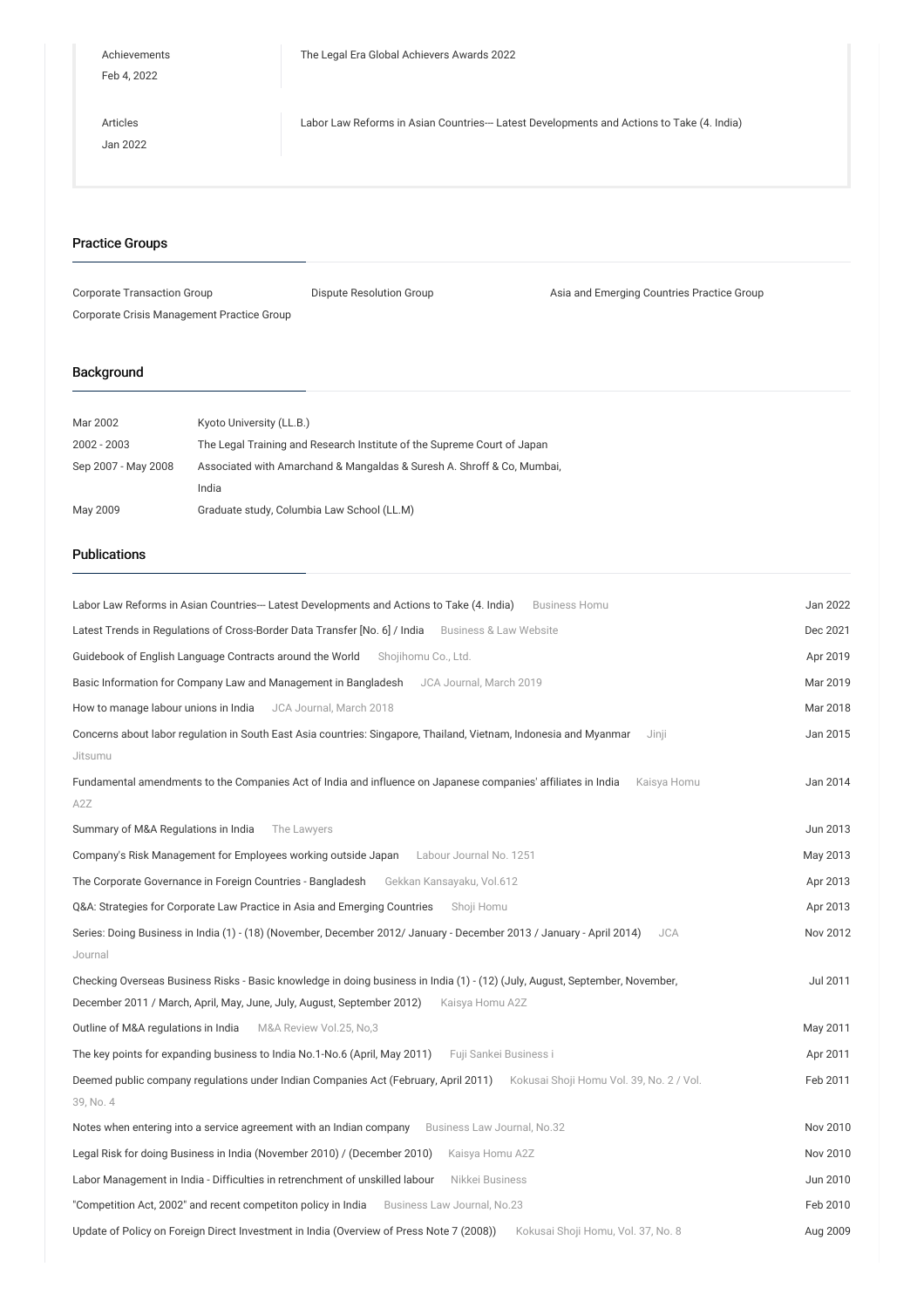| | |
|---|---|
| Achievements<br>Feb 4, 2022 | The Legal Era Global Achievers Awards 2022 |
| Articles<br>Jan 2022 | Labor Law Reforms in Asian Countries--- Latest Developments and Actions to Take (4. India) |

## Practice Groups

- Corporate Transaction Group
- Dispute Resolution Group
- Asia and Emerging Countries Practice Group
- Corporate Crisis Management Practice Group

## Background

| | |
|---|---|
| Mar 2002 | Kyoto University (LL.B.) |
| 2002 - 2003 | The Legal Training and Research Institute of the Supreme Court of Japan |
| Sep 2007 - May 2008 | Associated with Amarchand & Mangaldas & Suresh A. Shroff & Co, Mumbai, India |
| May 2009 | Graduate study, Columbia Law School (LL.M) |

## Publications

| | |
|---|---|
| Labor Law Reforms in Asian Countries--- Latest Developments and Actions to Take (4. India) Business Homu | Jan 2022 |
| Latest Trends in Regulations of Cross-Border Data Transfer [No. 6] / India Business & Law Website | Dec 2021 |
| Guidebook of English Language Contracts around the World Shojihomu Co., Ltd. | Apr 2019 |
| Basic Information for Company Law and Management in Bangladesh JCA Journal, March 2019 | Mar 2019 |
| How to manage labour unions in India JCA Journal, March 2018 | Mar 2018 |
| Concerns about labor regulation in South East Asia countries: Singapore, Thailand, Vietnam, Indonesia and Myanmar Jinji Jitsumu | Jan 2015 |
| Fundamental amendments to the Companies Act of India and influence on Japanese companies' affiliates in India Kaisya Homu A2Z | Jan 2014 |
| Summary of M&A Regulations in India The Lawyers | Jun 2013 |
| Company's Risk Management for Employees working outside Japan Labour Journal No. 1251 | May 2013 |
| The Corporate Governance in Foreign Countries - Bangladesh Gekkan Kansayaku, Vol.612 | Apr 2013 |
| Q&A: Strategies for Corporate Law Practice in Asia and Emerging Countries Shoji Homu | Apr 2013 |
| Series: Doing Business in India (1) - (18) (November, December 2012/ January - December 2013 / January - April 2014) JCA Journal | Nov 2012 |
| Checking Overseas Business Risks - Basic knowledge in doing business in India (1) - (12) (July, August, September, November, December 2011 / March, April, May, June, July, August, September 2012) Kaisya Homu A2Z | Jul 2011 |
| Outline of M&A regulations in India M&A Review Vol.25, No,3 | May 2011 |
| The key points for expanding business to India No.1-No.6 (April, May 2011) Fuji Sankei Business i | Apr 2011 |
| Deemed public company regulations under Indian Companies Act (February, April 2011) Kokusai Shoji Homu Vol. 39, No. 2 / Vol. 39, No. 4 | Feb 2011 |
| Notes when entering into a service agreement with an Indian company Business Law Journal, No.32 | Nov 2010 |
| Legal Risk for doing Business in India (November 2010) / (December 2010) Kaisya Homu A2Z | Nov 2010 |
| Labor Management in India - Difficulties in retrenchment of unskilled labour Nikkei Business | Jun 2010 |
| "Competition Act, 2002" and recent competiton policy in India Business Law Journal, No.23 | Feb 2010 |
| Update of Policy on Foreign Direct Investment in India (Overview of Press Note 7 (2008)) Kokusai Shoji Homu, Vol. 37, No. 8 | Aug 2009 |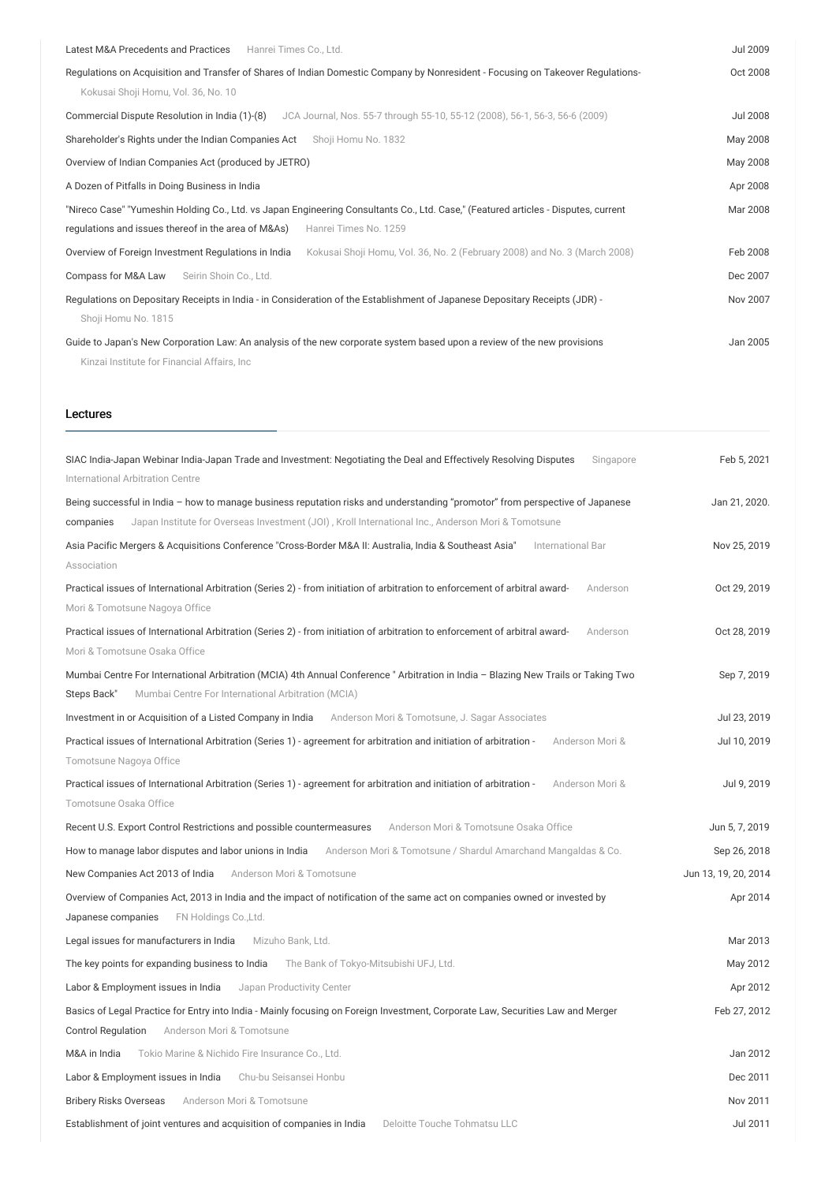Latest M&A Precedents and Practices Hanrei Times Co., Ltd. — Jul 2009

Regulations on Acquisition and Transfer of Shares of Indian Domestic Company by Nonresident - Focusing on Takeover Regulations- Kokusai Shoji Homu, Vol. 36, No. 10 — Oct 2008

Commercial Dispute Resolution in India (1)-(8) JCA Journal, Nos. 55-7 through 55-10, 55-12 (2008), 56-1, 56-3, 56-6 (2009) — Jul 2008

Shareholder's Rights under the Indian Companies Act Shoji Homu No. 1832 — May 2008

Overview of Indian Companies Act (produced by JETRO) — May 2008

A Dozen of Pitfalls in Doing Business in India — Apr 2008

"Nireco Case" "Yumeshin Holding Co., Ltd. vs Japan Engineering Consultants Co., Ltd. Case," (Featured articles - Disputes, current regulations and issues thereof in the area of M&As) Hanrei Times No. 1259 — Mar 2008

Overview of Foreign Investment Regulations in India Kokusai Shoji Homu, Vol. 36, No. 2 (February 2008) and No. 3 (March 2008) — Feb 2008

Compass for M&A Law Seirin Shoin Co., Ltd. — Dec 2007

Regulations on Depositary Receipts in India - in Consideration of the Establishment of Japanese Depositary Receipts (JDR) - Shoji Homu No. 1815 — Nov 2007

Guide to Japan's New Corporation Law: An analysis of the new corporate system based upon a review of the new provisions Kinzai Institute for Financial Affairs, Inc — Jan 2005

## Lectures

SIAC India-Japan Webinar India-Japan Trade and Investment: Negotiating the Deal and Effectively Resolving Disputes Singapore International Arbitration Centre — Feb 5, 2021

Being successful in India – how to manage business reputation risks and understanding "promotor" from perspective of Japanese companies Japan Institute for Overseas Investment (JOI) , Kroll International Inc., Anderson Mori & Tomotsune — Jan 21, 2020.

Asia Pacific Mergers & Acquisitions Conference "Cross-Border M&A II: Australia, India & Southeast Asia" International Bar Association — Nov 25, 2019

Practical issues of International Arbitration (Series 2) - from initiation of arbitration to enforcement of arbitral award- Anderson Mori & Tomotsune Nagoya Office — Oct 29, 2019

Practical issues of International Arbitration (Series 2) - from initiation of arbitration to enforcement of arbitral award- Anderson Mori & Tomotsune Osaka Office — Oct 28, 2019

Mumbai Centre For International Arbitration (MCIA) 4th Annual Conference " Arbitration in India – Blazing New Trails or Taking Two Steps Back" Mumbai Centre For International Arbitration (MCIA) — Sep 7, 2019

Investment in or Acquisition of a Listed Company in India Anderson Mori & Tomotsune, J. Sagar Associates — Jul 23, 2019

Practical issues of International Arbitration (Series 1) - agreement for arbitration and initiation of arbitration - Anderson Mori & Tomotsune Nagoya Office — Jul 10, 2019

Practical issues of International Arbitration (Series 1) - agreement for arbitration and initiation of arbitration - Anderson Mori & Tomotsune Osaka Office — Jul 9, 2019

Recent U.S. Export Control Restrictions and possible countermeasures Anderson Mori & Tomotsune Osaka Office — Jun 5, 7, 2019

How to manage labor disputes and labor unions in India Anderson Mori & Tomotsune / Shardul Amarchand Mangaldas & Co. — Sep 26, 2018

New Companies Act 2013 of India Anderson Mori & Tomotsune — Jun 13, 19, 20, 2014

Overview of Companies Act, 2013 in India and the impact of notification of the same act on companies owned or invested by Japanese companies FN Holdings Co.,Ltd. — Apr 2014

Legal issues for manufacturers in India Mizuho Bank, Ltd. — Mar 2013

The key points for expanding business to India The Bank of Tokyo-Mitsubishi UFJ, Ltd. — May 2012

Labor & Employment issues in India Japan Productivity Center — Apr 2012

Basics of Legal Practice for Entry into India - Mainly focusing on Foreign Investment, Corporate Law, Securities Law and Merger Control Regulation Anderson Mori & Tomotsune — Feb 27, 2012

M&A in India Tokio Marine & Nichido Fire Insurance Co., Ltd. — Jan 2012

Labor & Employment issues in India Chu-bu Seisansei Honbu — Dec 2011

Bribery Risks Overseas Anderson Mori & Tomotsune — Nov 2011

Establishment of joint ventures and acquisition of companies in India Deloitte Touche Tohmatsu LLC — Jul 2011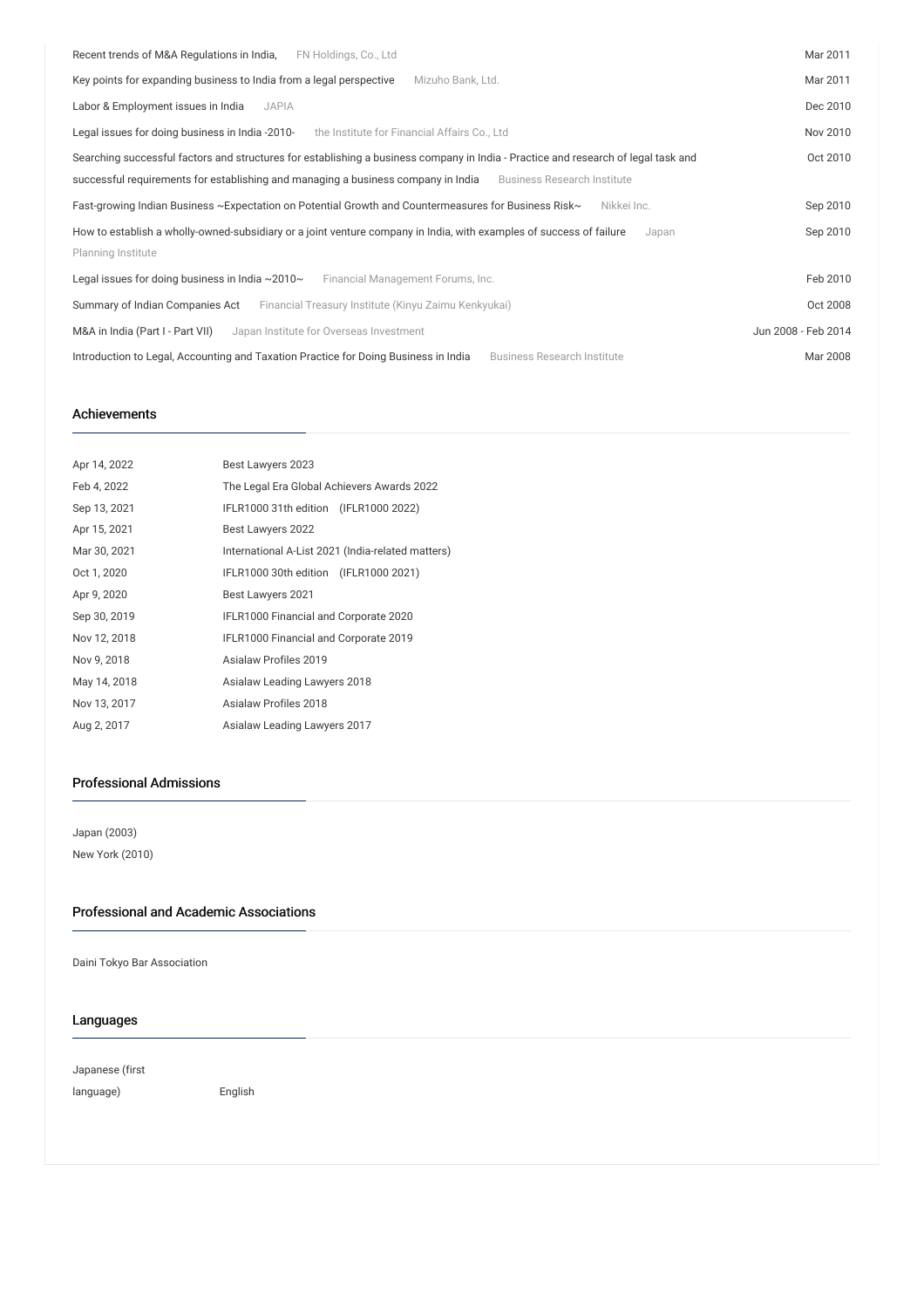| | | |
|---|---|---|
| Recent trends of M&A Regulations in India, | FN Holdings, Co., Ltd | Mar 2011 |
| Key points for expanding business to India from a legal perspective | Mizuho Bank, Ltd. | Mar 2011 |
| Labor & Employment issues in India | JAPIA | Dec 2010 |
| Legal issues for doing business in India -2010- | the Institute for Financial Affairs Co., Ltd | Nov 2010 |
| Searching successful factors and structures for establishing a business company in India - Practice and research of legal task and successful requirements for establishing and managing a business company in India | Business Research Institute | Oct 2010 |
| Fast-growing Indian Business ~Expectation on Potential Growth and Countermeasures for Business Risk~ | Nikkei Inc. | Sep 2010 |
| How to establish a wholly-owned-subsidiary or a joint venture company in India, with examples of success of failure | Japan Planning Institute | Sep 2010 |
| Legal issues for doing business in India ~2010~ | Financial Management Forums, Inc. | Feb 2010 |
| Summary of Indian Companies Act | Financial Treasury Institute (Kinyu Zaimu Kenkyukai) | Oct 2008 |
| M&A in India (Part I - Part VII) | Japan Institute for Overseas Investment | Jun 2008 - Feb 2014 |
| Introduction to Legal, Accounting and Taxation Practice for Doing Business in India | Business Research Institute | Mar 2008 |

## Achievements

| | |
|---|---|
| Apr 14, 2022 | Best Lawyers 2023 |
| Feb 4, 2022 | The Legal Era Global Achievers Awards 2022 |
| Sep 13, 2021 | IFLR1000 31th edition (IFLR1000 2022) |
| Apr 15, 2021 | Best Lawyers 2022 |
| Mar 30, 2021 | International A-List 2021 (India-related matters) |
| Oct 1, 2020 | IFLR1000 30th edition (IFLR1000 2021) |
| Apr 9, 2020 | Best Lawyers 2021 |
| Sep 30, 2019 | IFLR1000 Financial and Corporate 2020 |
| Nov 12, 2018 | IFLR1000 Financial and Corporate 2019 |
| Nov 9, 2018 | Asialaw Profiles 2019 |
| May 14, 2018 | Asialaw Leading Lawyers 2018 |
| Nov 13, 2017 | Asialaw Profiles 2018 |
| Aug 2, 2017 | Asialaw Leading Lawyers 2017 |

## Professional Admissions

Japan (2003)

New York (2010)

## Professional and Academic Associations

Daini Tokyo Bar Association

## Languages

Japanese (first language)

English